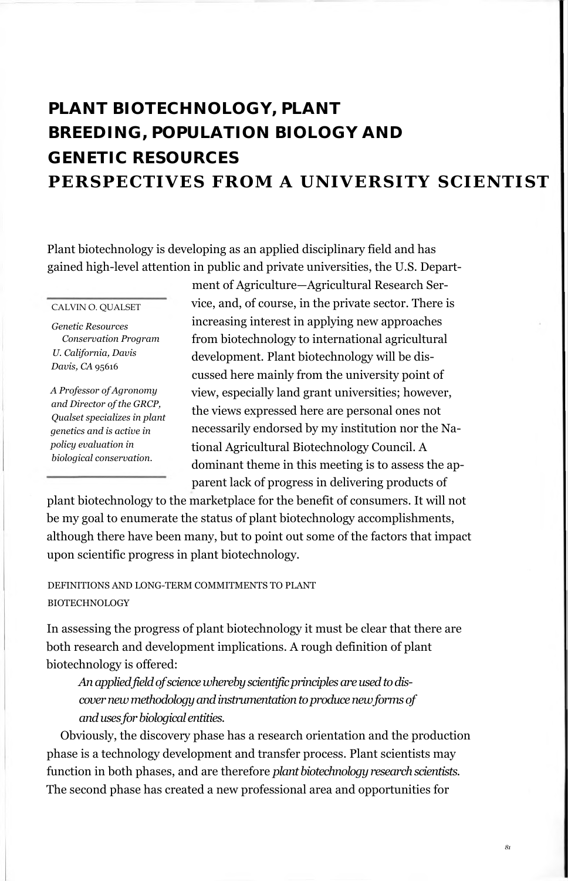# PLANT BIOTECHNOLOGY, PLANT BREEDING, POPULATION BIOLOGY AND GENETIC RESOURCES

## PERSPECTIVES FROM A UNIVERSITY SCIENTIST

CALVIN O. QUALSET

*Genetic Resources Conservation Program*
*U. California, Davis*
*Davis, CA 95616*

*A Professor of Agronomy and Director of the GRCP, Qualset specializes in plant genetics and is active in policy evaluation in biological conservation.*

Plant biotechnology is developing as an applied disciplinary field and has gained high-level attention in public and private universities, the U.S. Department of Agriculture—Agricultural Research Service, and, of course, in the private sector. There is increasing interest in applying new approaches from biotechnology to international agricultural development. Plant biotechnology will be discussed here mainly from the university point of view, especially land grant universities; however, the views expressed here are personal ones not necessarily endorsed by my institution nor the National Agricultural Biotechnology Council. A dominant theme in this meeting is to assess the apparent lack of progress in delivering products of plant biotechnology to the marketplace for the benefit of consumers. It will not be my goal to enumerate the status of plant biotechnology accomplishments, although there have been many, but to point out some of the factors that impact upon scientific progress in plant biotechnology.

### DEFINITIONS AND LONG-TERM COMMITMENTS TO PLANT BIOTECHNOLOGY

In assessing the progress of plant biotechnology it must be clear that there are both research and development implications. A rough definition of plant biotechnology is offered:

> *An applied field of science whereby scientific principles are used to discover new methodology and instrumentation to produce new forms of and uses for biological entities.*

Obviously, the discovery phase has a research orientation and the production phase is a technology development and transfer process. Plant scientists may function in both phases, and are therefore *plant biotechnology research scientists.* The second phase has created a new professional area and opportunities for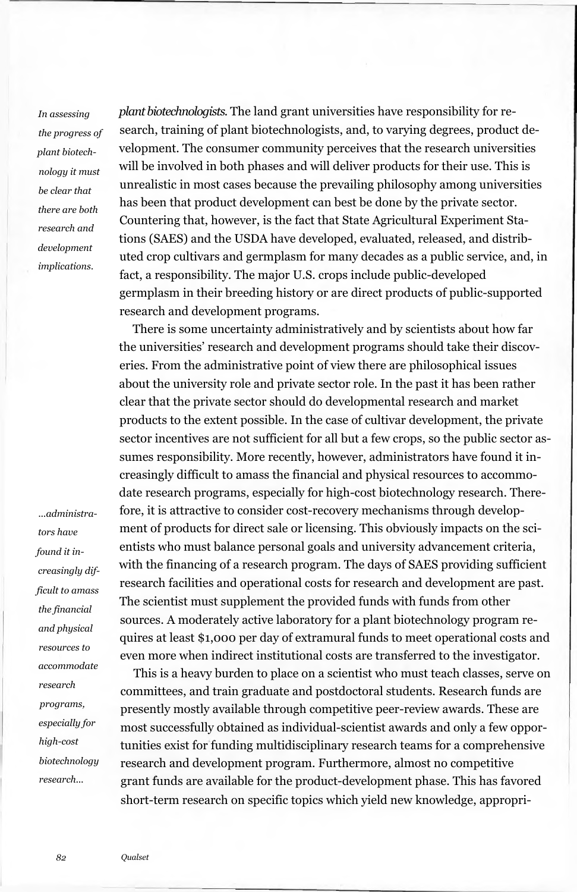*In assessing the progress of plant biotechnology it must be clear that there are both research and development implications.*

*plant biotechnologists.* The land grant universities have responsibility for research, training of plant biotechnologists, and, to varying degrees, product development. The consumer community perceives that the research universities will be involved in both phases and will deliver products for their use. This is unrealistic in most cases because the prevailing philosophy among universities has been that product development can best be done by the private sector. Countering that, however, is the fact that State Agricultural Experiment Stations (SAES) and the USDA have developed, evaluated, released, and distributed crop cultivars and germplasm for many decades as a public service, and, in fact, a responsibility. The major U.S. crops include public-developed germplasm in their breeding history or are direct products of public-supported research and development programs.

There is some uncertainty administratively and by scientists about how far the universities' research and development programs should take their discoveries. From the administrative point of view there are philosophical issues about the university role and private sector role. In the past it has been rather clear that the private sector should do developmental research and market products to the extent possible. In the case of cultivar development, the private sector incentives are not sufficient for all but a few crops, so the public sector assumes responsibility. More recently, however, administrators have found it increasingly difficult to amass the financial and physical resources to accommodate research programs, especially for high-cost biotechnology research. Therefore, it is attractive to consider cost-recovery mechanisms through development of products for direct sale or licensing. This obviously impacts on the scientists who must balance personal goals and university advancement criteria, with the financing of a research program. The days of SAES providing sufficient research facilities and operational costs for research and development are past. The scientist must supplement the provided funds with funds from other sources. A moderately active laboratory for a plant biotechnology program requires at least $1,000 per day of extramural funds to meet operational costs and even more when indirect institutional costs are transferred to the investigator.

*...administrators have found it increasingly difficult to amass the financial and physical resources to accommodate research programs, especially for high-cost biotechnology research...*

This is a heavy burden to place on a scientist who must teach classes, serve on committees, and train graduate and postdoctoral students. Research funds are presently mostly available through competitive peer-review awards. These are most successfully obtained as individual-scientist awards and only a few opportunities exist for funding multidisciplinary research teams for a comprehensive research and development program. Furthermore, almost no competitive grant funds are available for the product-development phase. This has favored short-term research on specific topics which yield new knowledge, appropri-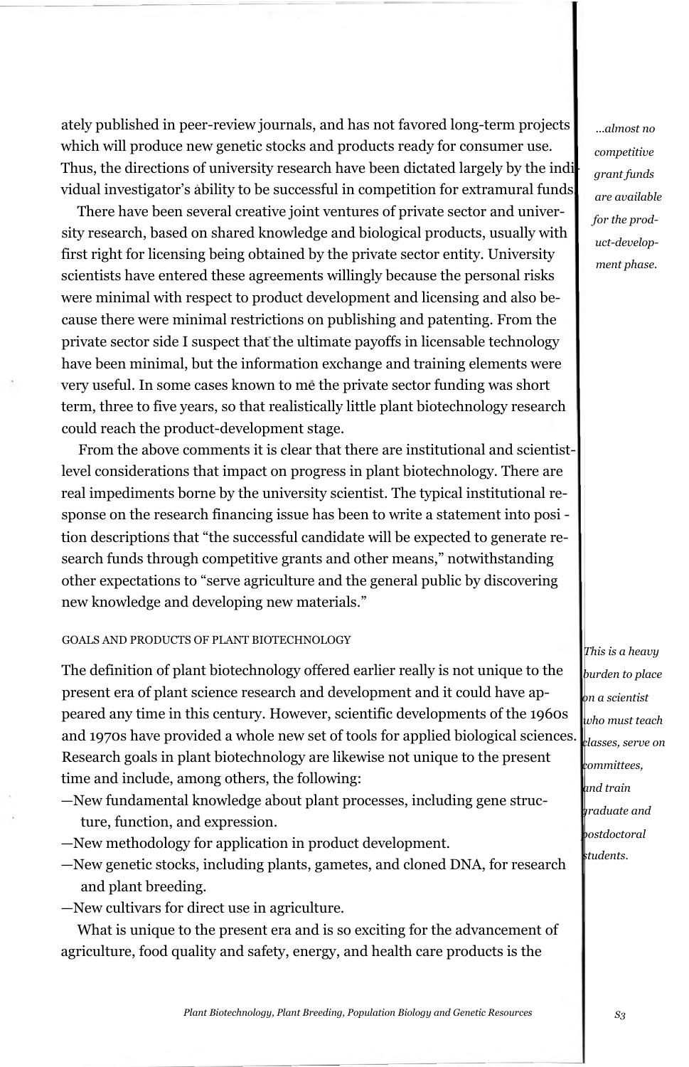ately published in peer-review journals, and has not favored long-term projects which will produce new genetic stocks and products ready for consumer use. Thus, the directions of university research have been dictated largely by the individual investigator's ability to be successful in competition for extramural funds.

*...almost no competitive grant funds are available for the product-development phase.*

There have been several creative joint ventures of private sector and university research, based on shared knowledge and biological products, usually with first right for licensing being obtained by the private sector entity. University scientists have entered these agreements willingly because the personal risks were minimal with respect to product development and licensing and also because there were minimal restrictions on publishing and patenting. From the private sector side I suspect that the ultimate payoffs in licensable technology have been minimal, but the information exchange and training elements were very useful. In some cases known to me the private sector funding was short term, three to five years, so that realistically little plant biotechnology research could reach the product-development stage.

From the above comments it is clear that there are institutional and scientist-level considerations that impact on progress in plant biotechnology. There are real impediments borne by the university scientist. The typical institutional response on the research financing issue has been to write a statement into position descriptions that "the successful candidate will be expected to generate research funds through competitive grants and other means," notwithstanding other expectations to "serve agriculture and the general public by discovering new knowledge and developing new materials."

*This is a heavy burden to place on a scientist who must teach classes, serve on committees, and train graduate and postdoctoral students.*

## GOALS AND PRODUCTS OF PLANT BIOTECHNOLOGY

The definition of plant biotechnology offered earlier really is not unique to the present era of plant science research and development and it could have appeared any time in this century. However, scientific developments of the 1960s and 1970s have provided a whole new set of tools for applied biological sciences. Research goals in plant biotechnology are likewise not unique to the present time and include, among others, the following:

- New fundamental knowledge about plant processes, including gene structure, function, and expression.
- New methodology for application in product development.
- New genetic stocks, including plants, gametes, and cloned DNA, for research and plant breeding.
- New cultivars for direct use in agriculture.

What is unique to the present era and is so exciting for the advancement of agriculture, food quality and safety, energy, and health care products is the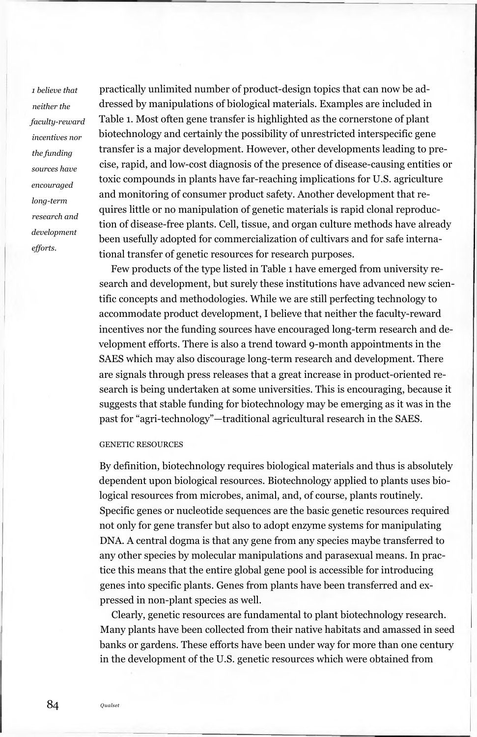practically unlimited number of product-design topics that can now be addressed by manipulations of biological materials. Examples are included in Table 1. Most often gene transfer is highlighted as the cornerstone of plant biotechnology and certainly the possibility of unrestricted interspecific gene transfer is a major development. However, other developments leading to precise, rapid, and low-cost diagnosis of the presence of disease-causing entities or toxic compounds in plants have far-reaching implications for U.S. agriculture and monitoring of consumer product safety. Another development that requires little or no manipulation of genetic materials is rapid clonal reproduction of disease-free plants. Cell, tissue, and organ culture methods have already been usefully adopted for commercialization of cultivars and for safe international transfer of genetic resources for research purposes.

*I believe that neither the faculty-reward incentives nor the funding sources have encouraged long-term research and development efforts.*

Few products of the type listed in Table 1 have emerged from university research and development, but surely these institutions have advanced new scientific concepts and methodologies. While we are still perfecting technology to accommodate product development, I believe that neither the faculty-reward incentives nor the funding sources have encouraged long-term research and development efforts. There is also a trend toward 9-month appointments in the SAES which may also discourage long-term research and development. There are signals through press releases that a great increase in product-oriented research is being undertaken at some universities. This is encouraging, because it suggests that stable funding for biotechnology may be emerging as it was in the past for "agri-technology"—traditional agricultural research in the SAES.

## GENETIC RESOURCES

By definition, biotechnology requires biological materials and thus is absolutely dependent upon biological resources. Biotechnology applied to plants uses biological resources from microbes, animal, and, of course, plants routinely. Specific genes or nucleotide sequences are the basic genetic resources required not only for gene transfer but also to adopt enzyme systems for manipulating DNA. A central dogma is that any gene from any species maybe transferred to any other species by molecular manipulations and parasexual means. In practice this means that the entire global gene pool is accessible for introducing genes into specific plants. Genes from plants have been transferred and expressed in non-plant species as well.

Clearly, genetic resources are fundamental to plant biotechnology research. Many plants have been collected from their native habitats and amassed in seed banks or gardens. These efforts have been under way for more than one century in the development of the U.S. genetic resources which were obtained from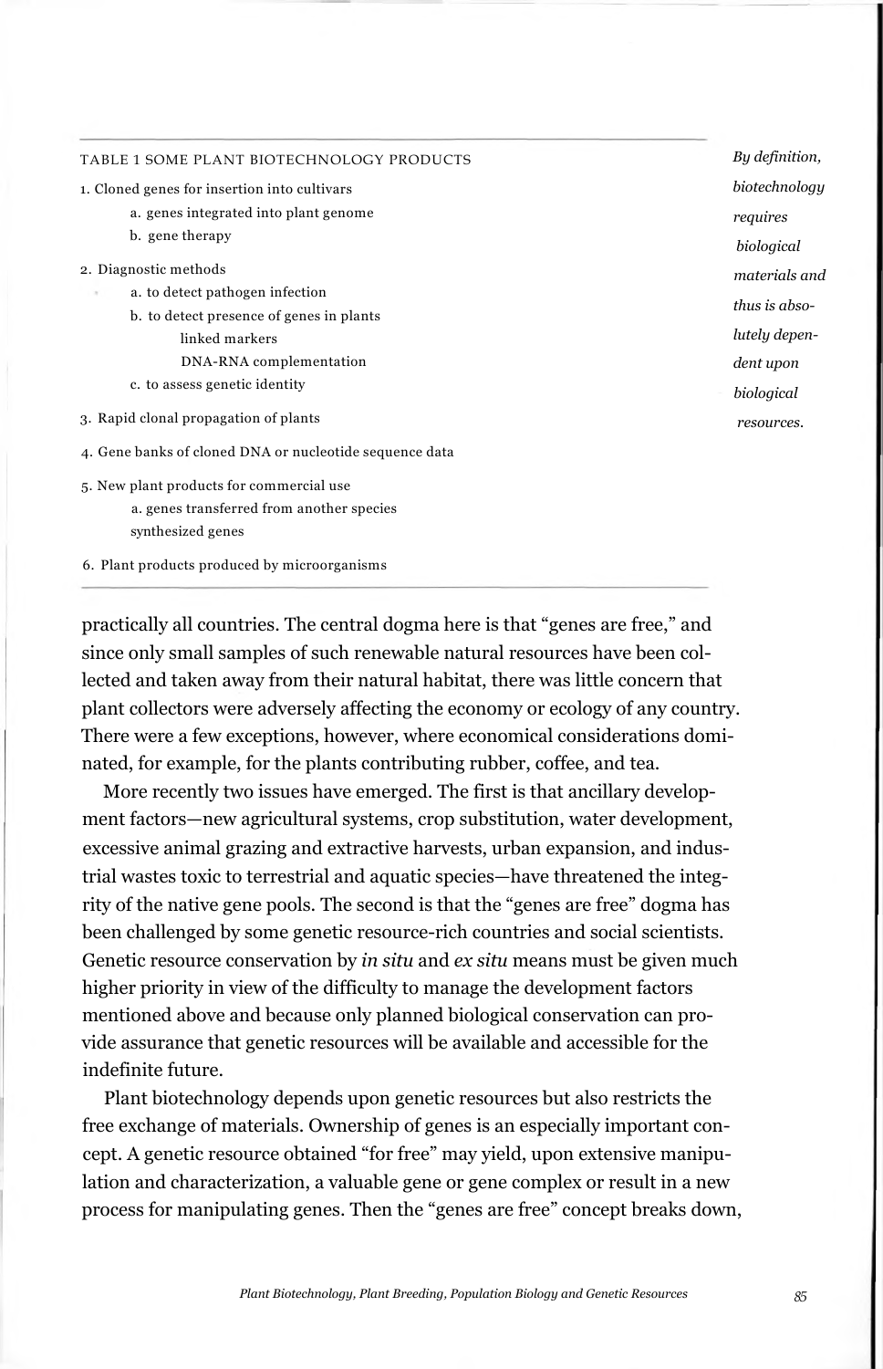TABLE 1 SOME PLANT BIOTECHNOLOGY PRODUCTS

1. Cloned genes for insertion into cultivars
    - a. genes integrated into plant genome
    - b. gene therapy
2. Diagnostic methods
    - a. to detect pathogen infection
    - b. to detect presence of genes in plants
        - linked markers
        - DNA-RNA complementation
    - c. to assess genetic identity
3. Rapid clonal propagation of plants
4. Gene banks of cloned DNA or nucleotide sequence data
5. New plant products for commercial use
    - a. genes transferred from another species
        - synthesized genes
6. Plant products produced by microorganisms

*By definition, biotechnology requires biological materials and thus is absolutely dependent upon biological resources.*

practically all countries. The central dogma here is that "genes are free," and since only small samples of such renewable natural resources have been collected and taken away from their natural habitat, there was little concern that plant collectors were adversely affecting the economy or ecology of any country. There were a few exceptions, however, where economical considerations dominated, for example, for the plants contributing rubber, coffee, and tea.

More recently two issues have emerged. The first is that ancillary development factors—new agricultural systems, crop substitution, water development, excessive animal grazing and extractive harvests, urban expansion, and industrial wastes toxic to terrestrial and aquatic species—have threatened the integrity of the native gene pools. The second is that the "genes are free" dogma has been challenged by some genetic resource-rich countries and social scientists. Genetic resource conservation by *in situ* and *ex situ* means must be given much higher priority in view of the difficulty to manage the development factors mentioned above and because only planned biological conservation can provide assurance that genetic resources will be available and accessible for the indefinite future.

Plant biotechnology depends upon genetic resources but also restricts the free exchange of materials. Ownership of genes is an especially important concept. A genetic resource obtained "for free" may yield, upon extensive manipulation and characterization, a valuable gene or gene complex or result in a new process for manipulating genes. Then the "genes are free" concept breaks down,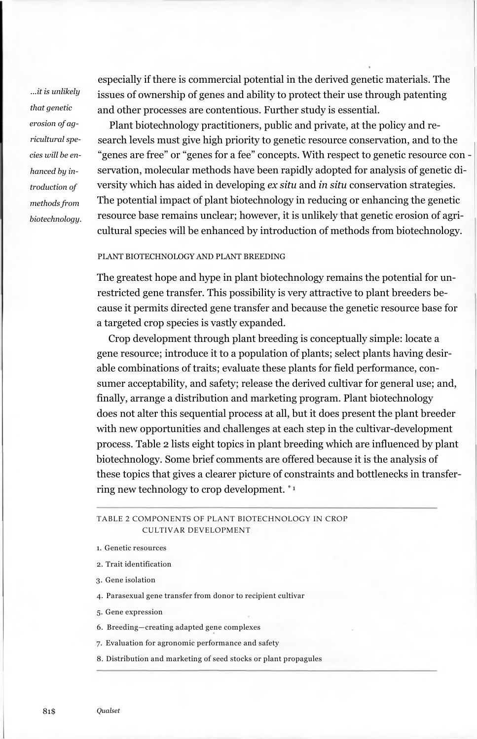*...it is unlikely that genetic erosion of agricultural species will be enhanced by introduction of methods from biotechnology.*

especially if there is commercial potential in the derived genetic materials. The issues of ownership of genes and ability to protect their use through patenting and other processes are contentious. Further study is essential.

Plant biotechnology practitioners, public and private, at the policy and research levels must give high priority to genetic resource conservation, and to the "genes are free" or "genes for a fee" concepts. With respect to genetic resource conservation, molecular methods have been rapidly adopted for analysis of genetic diversity which has aided in developing *ex situ* and *in situ* conservation strategies. The potential impact of plant biotechnology in reducing or enhancing the genetic resource base remains unclear; however, it is unlikely that genetic erosion of agricultural species will be enhanced by introduction of methods from biotechnology.

## PLANT BIOTECHNOLOGY AND PLANT BREEDING

The greatest hope and hype in plant biotechnology remains the potential for unrestricted gene transfer. This possibility is very attractive to plant breeders because it permits directed gene transfer and because the genetic resource base for a targeted crop species is vastly expanded.

Crop development through plant breeding is conceptually simple: locate a gene resource; introduce it to a population of plants; select plants having desirable combinations of traits; evaluate these plants for field performance, consumer acceptability, and safety; release the derived cultivar for general use; and, finally, arrange a distribution and marketing program. Plant biotechnology does not alter this sequential process at all, but it does present the plant breeder with new opportunities and challenges at each step in the cultivar-development process. Table 2 lists eight topics in plant breeding which are influenced by plant biotechnology. Some brief comments are offered because it is the analysis of these topics that gives a clearer picture of constraints and bottlenecks in transferring new technology to crop development. *[1]

TABLE 2 COMPONENTS OF PLANT BIOTECHNOLOGY IN CROP CULTIVAR DEVELOPMENT

1. Genetic resources
2. Trait identification
3. Gene isolation
4. Parasexual gene transfer from donor to recipient cultivar
5. Gene expression
6. Breeding—creating adapted gene complexes
7. Evaluation for agronomic performance and safety
8. Distribution and marketing of seed stocks or plant propagules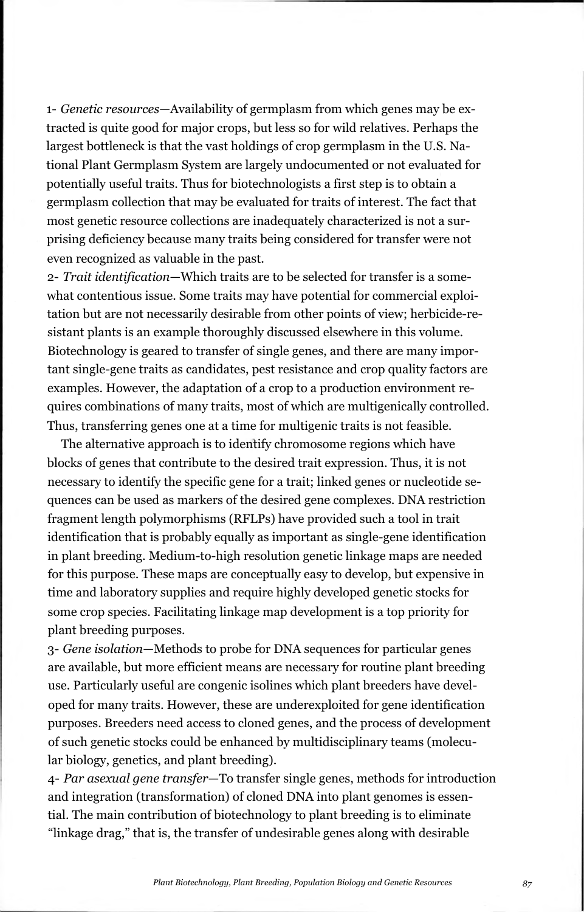1- *Genetic resources*—Availability of germplasm from which genes may be extracted is quite good for major crops, but less so for wild relatives. Perhaps the largest bottleneck is that the vast holdings of crop germplasm in the U.S. National Plant Germplasm System are largely undocumented or not evaluated for potentially useful traits. Thus for biotechnologists a first step is to obtain a germplasm collection that may be evaluated for traits of interest. The fact that most genetic resource collections are inadequately characterized is not a surprising deficiency because many traits being considered for transfer were not even recognized as valuable in the past.

2- *Trait identification*—Which traits are to be selected for transfer is a somewhat contentious issue. Some traits may have potential for commercial exploitation but are not necessarily desirable from other points of view; herbicide-resistant plants is an example thoroughly discussed elsewhere in this volume. Biotechnology is geared to transfer of single genes, and there are many important single-gene traits as candidates, pest resistance and crop quality factors are examples. However, the adaptation of a crop to a production environment requires combinations of many traits, most of which are multigenically controlled. Thus, transferring genes one at a time for multigenic traits is not feasible.

The alternative approach is to identify chromosome regions which have blocks of genes that contribute to the desired trait expression. Thus, it is not necessary to identify the specific gene for a trait; linked genes or nucleotide sequences can be used as markers of the desired gene complexes. DNA restriction fragment length polymorphisms (RFLPs) have provided such a tool in trait identification that is probably equally as important as single-gene identification in plant breeding. Medium-to-high resolution genetic linkage maps are needed for this purpose. These maps are conceptually easy to develop, but expensive in time and laboratory supplies and require highly developed genetic stocks for some crop species. Facilitating linkage map development is a top priority for plant breeding purposes.

3- *Gene isolation*—Methods to probe for DNA sequences for particular genes are available, but more efficient means are necessary for routine plant breeding use. Particularly useful are congenic isolines which plant breeders have developed for many traits. However, these are underexploited for gene identification purposes. Breeders need access to cloned genes, and the process of development of such genetic stocks could be enhanced by multidisciplinary teams (molecular biology, genetics, and plant breeding).

4- *Par asexual gene transfer*—To transfer single genes, methods for introduction and integration (transformation) of cloned DNA into plant genomes is essential. The main contribution of biotechnology to plant breeding is to eliminate "linkage drag," that is, the transfer of undesirable genes along with desirable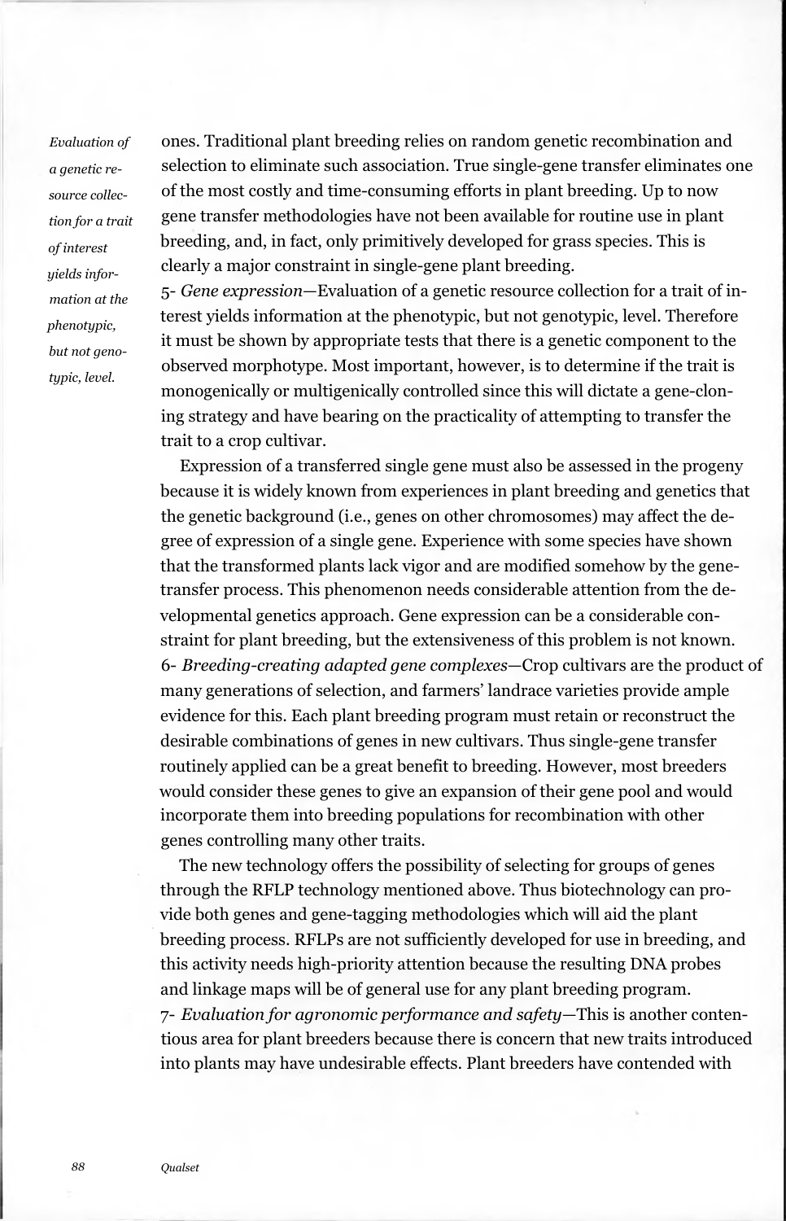*Evaluation of a genetic resource collection for a trait of interest yields information at the phenotypic, but not genotypic, level.*

ones. Traditional plant breeding relies on random genetic recombination and selection to eliminate such association. True single-gene transfer eliminates one of the most costly and time-consuming efforts in plant breeding. Up to now gene transfer methodologies have not been available for routine use in plant breeding, and, in fact, only primitively developed for grass species. This is clearly a major constraint in single-gene plant breeding.

5- *Gene expression*—Evaluation of a genetic resource collection for a trait of interest yields information at the phenotypic, but not genotypic, level. Therefore it must be shown by appropriate tests that there is a genetic component to the observed morphotype. Most important, however, is to determine if the trait is monogenically or multigenically controlled since this will dictate a gene-cloning strategy and have bearing on the practicality of attempting to transfer the trait to a crop cultivar.

Expression of a transferred single gene must also be assessed in the progeny because it is widely known from experiences in plant breeding and genetics that the genetic background (i.e., genes on other chromosomes) may affect the degree of expression of a single gene. Experience with some species have shown that the transformed plants lack vigor and are modified somehow by the gene-transfer process. This phenomenon needs considerable attention from the developmental genetics approach. Gene expression can be a considerable constraint for plant breeding, but the extensiveness of this problem is not known.

6- *Breeding-creating adapted gene complexes*—Crop cultivars are the product of many generations of selection, and farmers' landrace varieties provide ample evidence for this. Each plant breeding program must retain or reconstruct the desirable combinations of genes in new cultivars. Thus single-gene transfer routinely applied can be a great benefit to breeding. However, most breeders would consider these genes to give an expansion of their gene pool and would incorporate them into breeding populations for recombination with other genes controlling many other traits.

The new technology offers the possibility of selecting for groups of genes through the RFLP technology mentioned above. Thus biotechnology can provide both genes and gene-tagging methodologies which will aid the plant breeding process. RFLPs are not sufficiently developed for use in breeding, and this activity needs high-priority attention because the resulting DNA probes and linkage maps will be of general use for any plant breeding program.

7- *Evaluation for agronomic performance and safety*—This is another contentious area for plant breeders because there is concern that new traits introduced into plants may have undesirable effects. Plant breeders have contended with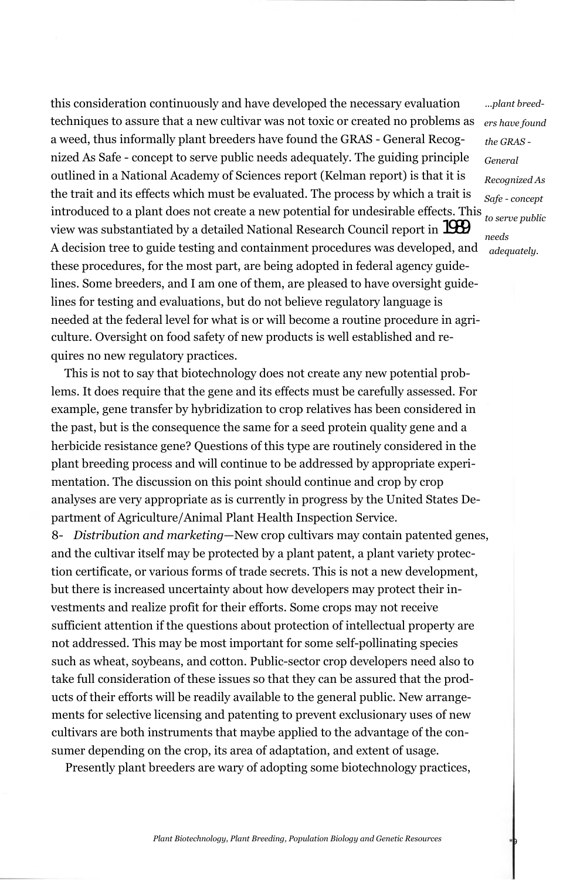this consideration continuously and have developed the necessary evaluation techniques to assure that a new cultivar was not toxic or created no problems as a weed, thus informally plant breeders have found the GRAS - General Recognized As Safe - concept to serve public needs adequately. The guiding principle outlined in a National Academy of Sciences report (Kelman report) is that it is the trait and its effects which must be evaluated. The process by which a trait is introduced to a plant does not create a new potential for undesirable effects. This view was substantiated by a detailed National Research Council report in 1989. A decision tree to guide testing and containment procedures was developed, and these procedures, for the most part, are being adopted in federal agency guidelines. Some breeders, and I am one of them, are pleased to have oversight guidelines for testing and evaluations, but do not believe regulatory language is needed at the federal level for what is or will become a routine procedure in agriculture. Oversight on food safety of new products is well established and requires no new regulatory practices.

*...plant breeders have found the GRAS - General Recognized As Safe - concept to serve public needs adequately.*

This is not to say that biotechnology does not create any new potential problems. It does require that the gene and its effects must be carefully assessed. For example, gene transfer by hybridization to crop relatives has been considered in the past, but is the consequence the same for a seed protein quality gene and a herbicide resistance gene? Questions of this type are routinely considered in the plant breeding process and will continue to be addressed by appropriate experimentation. The discussion on this point should continue and crop by crop analyses are very appropriate as is currently in progress by the United States Department of Agriculture/Animal Plant Health Inspection Service.

8- *Distribution and marketing*—New crop cultivars may contain patented genes, and the cultivar itself may be protected by a plant patent, a plant variety protection certificate, or various forms of trade secrets. This is not a new development, but there is increased uncertainty about how developers may protect their investments and realize profit for their efforts. Some crops may not receive sufficient attention if the questions about protection of intellectual property are not addressed. This may be most important for some self-pollinating species such as wheat, soybeans, and cotton. Public-sector crop developers need also to take full consideration of these issues so that they can be assured that the products of their efforts will be readily available to the general public. New arrangements for selective licensing and patenting to prevent exclusionary uses of new cultivars are both instruments that maybe applied to the advantage of the consumer depending on the crop, its area of adaptation, and extent of usage.

Presently plant breeders are wary of adopting some biotechnology practices,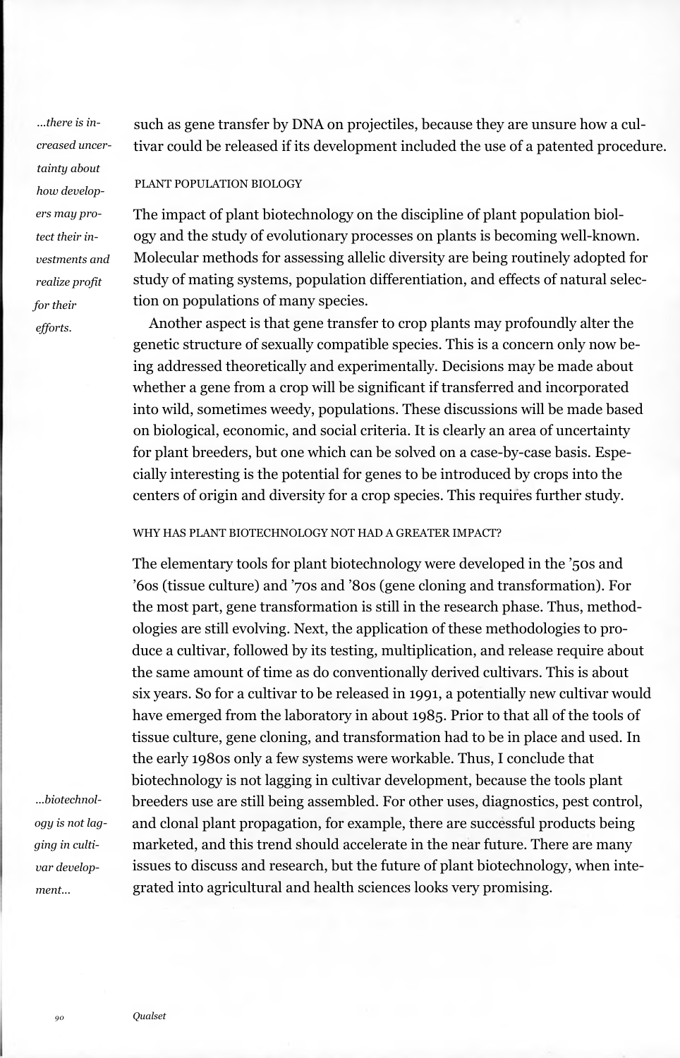such as gene transfer by DNA on projectiles, because they are unsure how a cultivar could be released if its development included the use of a patented procedure.

*...there is increased uncertainty about how developers may protect their investments and realize profit for their efforts.*

### PLANT POPULATION BIOLOGY

The impact of plant biotechnology on the discipline of plant population biology and the study of evolutionary processes on plants is becoming well-known. Molecular methods for assessing allelic diversity are being routinely adopted for study of mating systems, population differentiation, and effects of natural selection on populations of many species.

Another aspect is that gene transfer to crop plants may profoundly alter the genetic structure of sexually compatible species. This is a concern only now being addressed theoretically and experimentally. Decisions may be made about whether a gene from a crop will be significant if transferred and incorporated into wild, sometimes weedy, populations. These discussions will be made based on biological, economic, and social criteria. It is clearly an area of uncertainty for plant breeders, but one which can be solved on a case-by-case basis. Especially interesting is the potential for genes to be introduced by crops into the centers of origin and diversity for a crop species. This requires further study.

### WHY HAS PLANT BIOTECHNOLOGY NOT HAD A GREATER IMPACT?

The elementary tools for plant biotechnology were developed in the '50s and '60s (tissue culture) and '70s and '80s (gene cloning and transformation). For the most part, gene transformation is still in the research phase. Thus, methodologies are still evolving. Next, the application of these methodologies to produce a cultivar, followed by its testing, multiplication, and release require about the same amount of time as do conventionally derived cultivars. This is about six years. So for a cultivar to be released in 1991, a potentially new cultivar would have emerged from the laboratory in about 1985. Prior to that all of the tools of tissue culture, gene cloning, and transformation had to be in place and used. In the early 1980s only a few systems were workable. Thus, I conclude that biotechnology is not lagging in cultivar development, because the tools plant breeders use are still being assembled. For other uses, diagnostics, pest control, and clonal plant propagation, for example, there are successful products being marketed, and this trend should accelerate in the near future. There are many issues to discuss and research, but the future of plant biotechnology, when integrated into agricultural and health sciences looks very promising.

*...biotechnology is not lagging in cultivar development...*